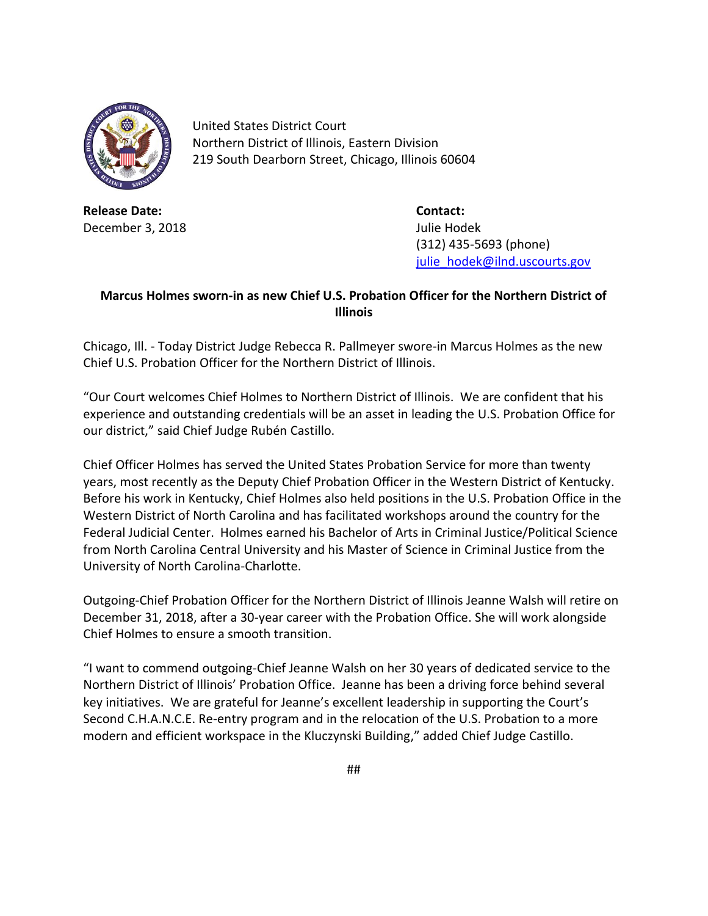United States District Court
Northern District of Illinois, Eastern Division
219 South Dearborn Street, Chicago, Illinois 60604

**Release Date:**
December 3, 2018

**Contact:**
Julie Hodek
(312) 435-5693 (phone)
julie_hodek@ilnd.uscourts.gov

**Marcus Holmes sworn-in as new Chief U.S. Probation Officer for the Northern District of Illinois**

Chicago, Ill. - Today District Judge Rebecca R. Pallmeyer swore-in Marcus Holmes as the new Chief U.S. Probation Officer for the Northern District of Illinois.

"Our Court welcomes Chief Holmes to Northern District of Illinois. We are confident that his experience and outstanding credentials will be an asset in leading the U.S. Probation Office for our district," said Chief Judge Rubén Castillo.

Chief Officer Holmes has served the United States Probation Service for more than twenty years, most recently as the Deputy Chief Probation Officer in the Western District of Kentucky. Before his work in Kentucky, Chief Holmes also held positions in the U.S. Probation Office in the Western District of North Carolina and has facilitated workshops around the country for the Federal Judicial Center. Holmes earned his Bachelor of Arts in Criminal Justice/Political Science from North Carolina Central University and his Master of Science in Criminal Justice from the University of North Carolina-Charlotte.

Outgoing-Chief Probation Officer for the Northern District of Illinois Jeanne Walsh will retire on December 31, 2018, after a 30-year career with the Probation Office. She will work alongside Chief Holmes to ensure a smooth transition.

"I want to commend outgoing-Chief Jeanne Walsh on her 30 years of dedicated service to the Northern District of Illinois' Probation Office. Jeanne has been a driving force behind several key initiatives. We are grateful for Jeanne's excellent leadership in supporting the Court's Second C.H.A.N.C.E. Re-entry program and in the relocation of the U.S. Probation to a more modern and efficient workspace in the Kluczynski Building," added Chief Judge Castillo.

##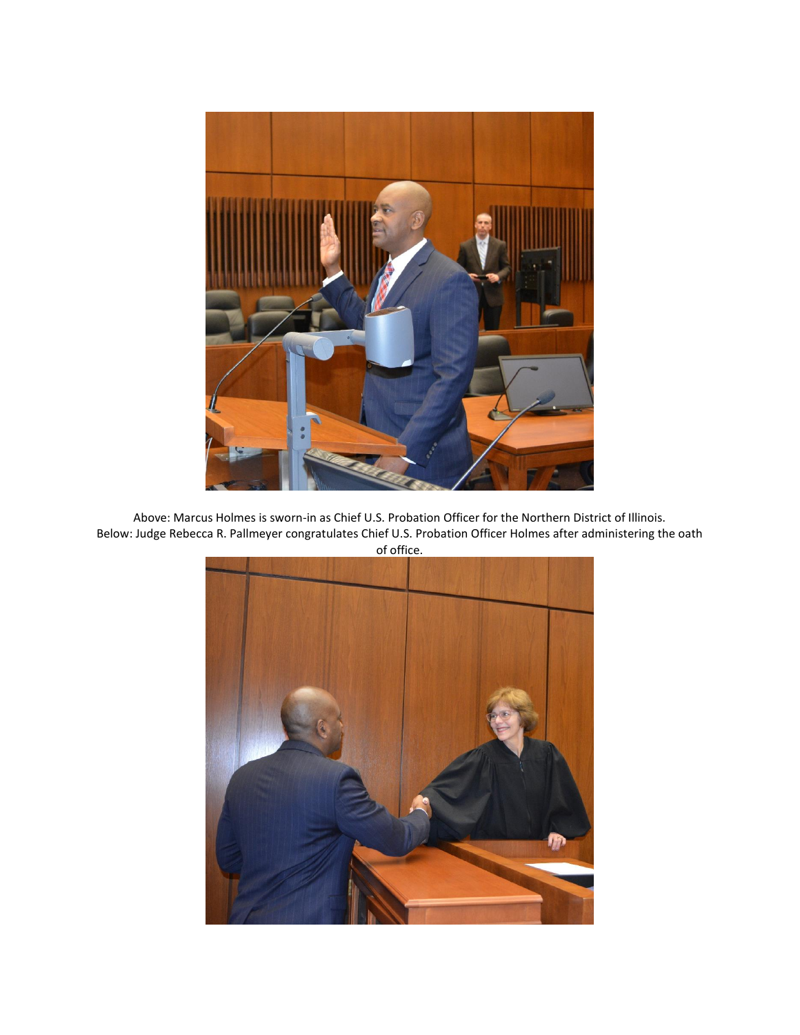Above: Marcus Holmes is sworn-in as Chief U.S. Probation Officer for the Northern District of Illinois.
Below: Judge Rebecca R. Pallmeyer congratulates Chief U.S. Probation Officer Holmes after administering the oath of office.